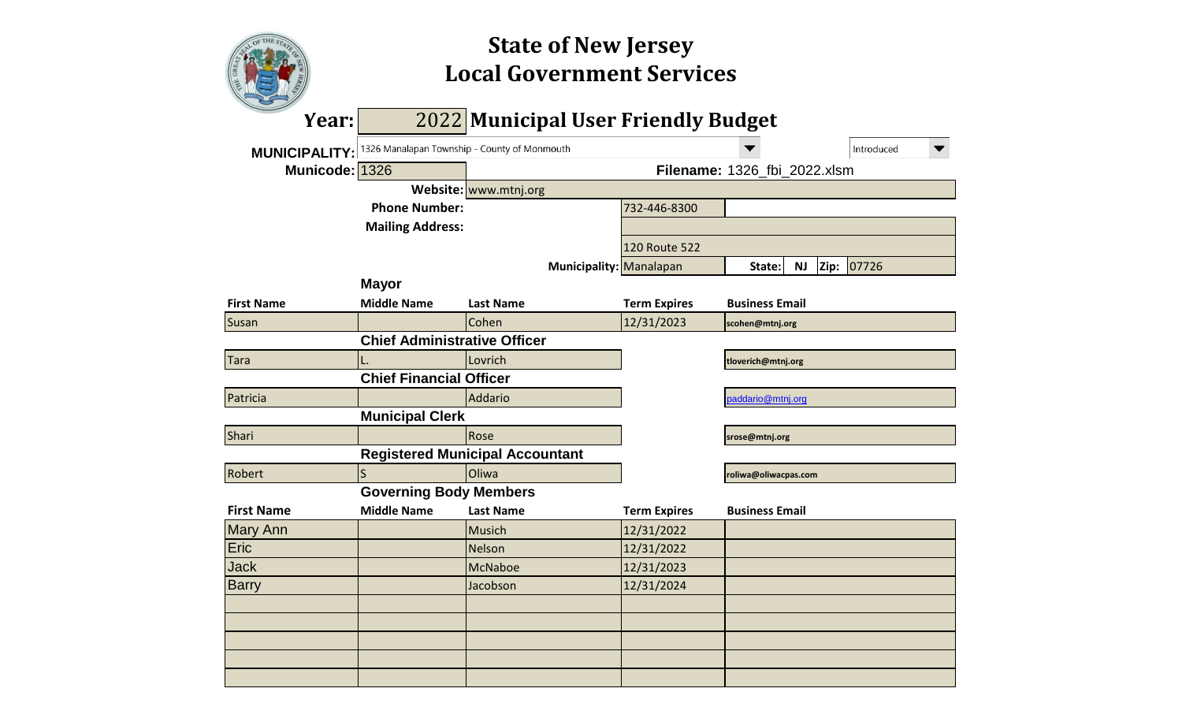# State of New Jersey
# Local Government Services

## Year: 2022 Municipal User Friendly Budget

**MUNICIPALITY:** 1326 Manalapan Township - County of Monmouth | Introduced

**Municode:** 1326 | **Filename:** 1326_fbi_2022.xlsm

**Website:** www.mtnj.org

**Phone Number:** 732-446-8300

**Mailing Address:** 120 Route 522

**Municipality:** Manalapan | **State:** NJ | **Zip:** 07726

### Mayor

| First Name | Middle Name | Last Name | Term Expires | Business Email |
|---|---|---|---|---|
| Susan | | Cohen | 12/31/2023 | scohen@mtnj.org |

### Chief Administrative Officer

| First Name | Middle Name | Last Name | Term Expires | Business Email |
|---|---|---|---|---|
| Tara | L. | Lovrich | | tloverich@mtnj.org |

### Chief Financial Officer

| First Name | Middle Name | Last Name | Term Expires | Business Email |
|---|---|---|---|---|
| Patricia | | Addario | | paddario@mtnj.org |

### Municipal Clerk

| First Name | Middle Name | Last Name | Term Expires | Business Email |
|---|---|---|---|---|
| Shari | | Rose | | srose@mtnj.org |

### Registered Municipal Accountant

| First Name | Middle Name | Last Name | Term Expires | Business Email |
|---|---|---|---|---|
| Robert | S | Oliwa | | roliwa@oliwacpas.com |

### Governing Body Members

| First Name | Middle Name | Last Name | Term Expires | Business Email |
|---|---|---|---|---|
| Mary Ann | | Musich | 12/31/2022 | |
| Eric | | Nelson | 12/31/2022 | |
| Jack | | McNaboe | 12/31/2023 | |
| Barry | | Jacobson | 12/31/2024 | |
| | | | | |
| | | | | |
| | | | | |
| | | | | |
| | | | | |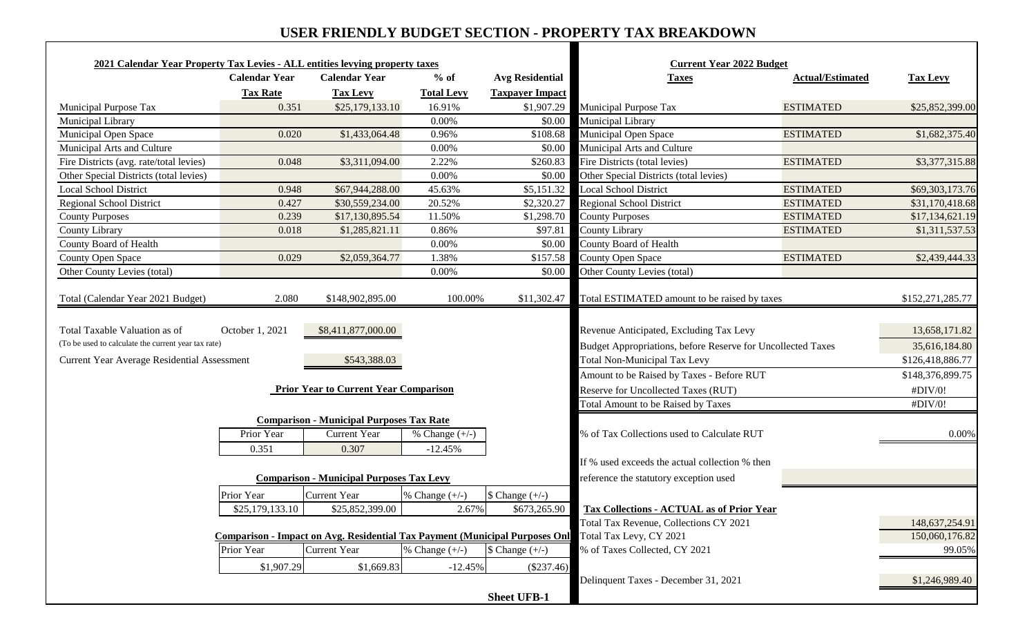# USER FRIENDLY BUDGET SECTION - PROPERTY TAX BREAKDOWN

**2021 Calendar Year Property Tax Levies - ALL entities levying property taxes**

| | Calendar Year Tax Rate | Calendar Year Tax Levy | % of Total Levy | Avg Residential Taxpayer Impact |
|---|---|---|---|---|
| Municipal Purpose Tax | 0.351 | $25,179,133.10 | 16.91% | $1,907.29 |
| Municipal Library | | | 0.00% | $0.00 |
| Municipal Open Space | 0.020 | $1,433,064.48 | 0.96% | $108.68 |
| Municipal Arts and Culture | | | 0.00% | $0.00 |
| Fire Districts (avg. rate/total levies) | 0.048 | $3,311,094.00 | 2.22% | $260.83 |
| Other Special Districts (total levies) | | | 0.00% | $0.00 |
| Local School District | 0.948 | $67,944,288.00 | 45.63% | $5,151.32 |
| Regional School District | 0.427 | $30,559,234.00 | 20.52% | $2,320.27 |
| County Purposes | 0.239 | $17,130,895.54 | 11.50% | $1,298.70 |
| County Library | 0.018 | $1,285,821.11 | 0.86% | $97.81 |
| County Board of Health | | | 0.00% | $0.00 |
| County Open Space | 0.029 | $2,059,364.77 | 1.38% | $157.58 |
| Other County Levies (total) | | | 0.00% | $0.00 |
| Total (Calendar Year 2021 Budget) | 2.080 | $148,902,895.00 | 100.00% | $11,302.47 |

| | | |
|---|---|---|
| Total Taxable Valuation as of (To be used to calculate the current year tax rate) | October 1, 2021 | $8,411,877,000.00 |
| Current Year Average Residential Assessment | | $543,388.03 |

**Prior Year to Current Year Comparison**

**Comparison - Municipal Purposes Tax Rate**

| Prior Year | Current Year | % Change (+/-) |
|---|---|---|
| 0.351 | 0.307 | -12.45% |

**Comparison - Municipal Purposes Tax Levy**

| Prior Year | Current Year | % Change (+/-) | $ Change (+/-) |
|---|---|---|---|
| $25,179,133.10 | $25,852,399.00 | 2.67% | $673,265.90 |

**Comparison - Impact on Avg. Residential Tax Payment (Municipal Purposes Onl**

| Prior Year | Current Year | % Change (+/-) | $ Change (+/-) |
|---|---|---|---|
| $1,907.29 | $1,669.83 | -12.45% | ($237.46) |

**Current Year 2022 Budget**

| Taxes | Actual/Estimated | Tax Levy |
|---|---|---|
| Municipal Purpose Tax | ESTIMATED | $25,852,399.00 |
| Municipal Library | | |
| Municipal Open Space | ESTIMATED | $1,682,375.40 |
| Municipal Arts and Culture | | |
| Fire Districts (total levies) | ESTIMATED | $3,377,315.88 |
| Other Special Districts (total levies) | | |
| Local School District | ESTIMATED | $69,303,173.76 |
| Regional School District | ESTIMATED | $31,170,418.68 |
| County Purposes | ESTIMATED | $17,134,621.19 |
| County Library | ESTIMATED | $1,311,537.53 |
| County Board of Health | | |
| County Open Space | ESTIMATED | $2,439,444.33 |
| Other County Levies (total) | | |
| Total ESTIMATED amount to be raised by taxes | | $152,271,285.77 |

| | |
|---|---|
| Revenue Anticipated, Excluding Tax Levy | 13,658,171.82 |
| Budget Appropriations, before Reserve for Uncollected Taxes | 35,616,184.80 |
| Total Non-Municipal Tax Levy | $126,418,886.77 |
| Amount to be Raised by Taxes - Before RUT | $148,376,899.75 |
| Reserve for Uncollected Taxes (RUT) | #DIV/0! |
| Total Amount to be Raised by Taxes | #DIV/0! |
| % of Tax Collections used to Calculate RUT | 0.00% |
| If % used exceeds the actual collection % then reference the statutory exception used | |

**Tax Collections - ACTUAL as of Prior Year**

| | |
|---|---|
| Total Tax Revenue, Collections CY 2021 | 148,637,254.91 |
| Total Tax Levy, CY 2021 | 150,060,176.82 |
| % of Taxes Collected, CY 2021 | 99.05% |
| Delinquent Taxes - December 31, 2021 | $1,246,989.40 |

**Sheet UFB-1**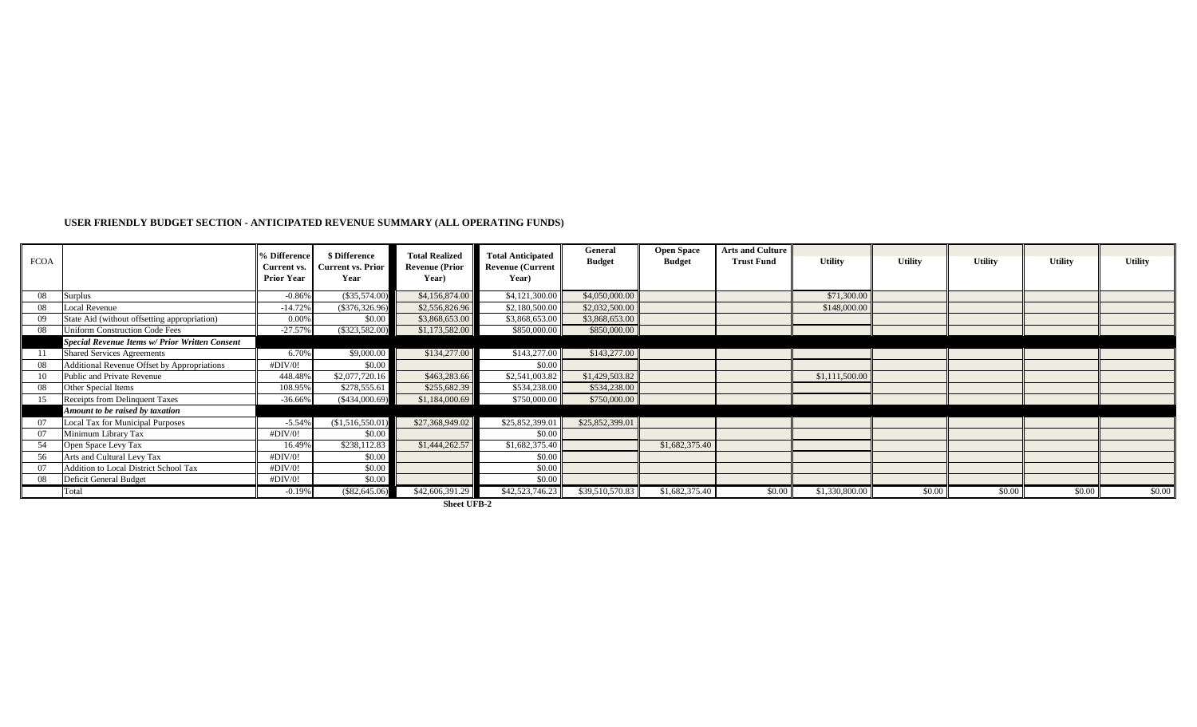## USER FRIENDLY BUDGET SECTION - ANTICIPATED REVENUE SUMMARY (ALL OPERATING FUNDS)

| FCOA | | % Difference Current vs. Prior Year | $ Difference Current vs. Prior Year | Total Realized Revenue (Prior Year) | Total Anticipated Revenue (Current Year) | General Budget | Open Space Budget | Arts and Culture Trust Fund | Utility | Utility | Utility | Utility | Utility |
|---|---|---|---|---|---|---|---|---|---|---|---|---|---|
| 08 | Surplus | -0.86% | ($35,574.00) | $4,156,874.00 | $4,121,300.00 | $4,050,000.00 | | | $71,300.00 | | | | |
| 08 | Local Revenue | -14.72% | ($376,326.96) | $2,556,826.96 | $2,180,500.00 | $2,032,500.00 | | | $148,000.00 | | | | |
| 09 | State Aid (without offsetting appropriation) | 0.00% | $0.00 | $3,868,653.00 | $3,868,653.00 | $3,868,653.00 | | | | | | | |
| 08 | Uniform Construction Code Fees | -27.57% | ($323,582.00) | $1,173,582.00 | $850,000.00 | $850,000.00 | | | | | | | |
| | ***Special Revenue Items w/ Prior Written Consent*** | | | | | | | | | | | | |
| 11 | Shared Services Agreements | 6.70% | $9,000.00 | $134,277.00 | $143,277.00 | $143,277.00 | | | | | | | |
| 08 | Additional Revenue Offset by Appropriations | #DIV/0! | $0.00 | | $0.00 | | | | | | | | |
| 10 | Public and Private Revenue | 448.48% | $2,077,720.16 | $463,283.66 | $2,541,003.82 | $1,429,503.82 | | | $1,111,500.00 | | | | |
| 08 | Other Special Items | 108.95% | $278,555.61 | $255,682.39 | $534,238.00 | $534,238.00 | | | | | | | |
| 15 | Receipts from Delinquent Taxes | -36.66% | ($434,000.69) | $1,184,000.69 | $750,000.00 | $750,000.00 | | | | | | | |
| | ***Amount to be raised by taxation*** | | | | | | | | | | | | |
| 07 | Local Tax for Municipal Purposes | -5.54% | ($1,516,550.01) | $27,368,949.02 | $25,852,399.01 | $25,852,399.01 | | | | | | | |
| 07 | Minimum Library Tax | #DIV/0! | $0.00 | | $0.00 | | | | | | | | |
| 54 | Open Space Levy Tax | 16.49% | $238,112.83 | $1,444,262.57 | $1,682,375.40 | | $1,682,375.40 | | | | | | |
| 56 | Arts and Cultural Levy Tax | #DIV/0! | $0.00 | | $0.00 | | | | | | | | |
| 07 | Addition to Local District School Tax | #DIV/0! | $0.00 | | $0.00 | | | | | | | | |
| 08 | Deficit General Budget | #DIV/0! | $0.00 | | $0.00 | | | | | | | | |
| | Total | -0.19% | ($82,645.06) | $42,606,391.29 | $42,523,746.23 | $39,510,570.83 | $1,682,375.40 | $0.00 | $1,330,800.00 | $0.00 | $0.00 | $0.00 | $0.00 |

**Sheet UFB-2**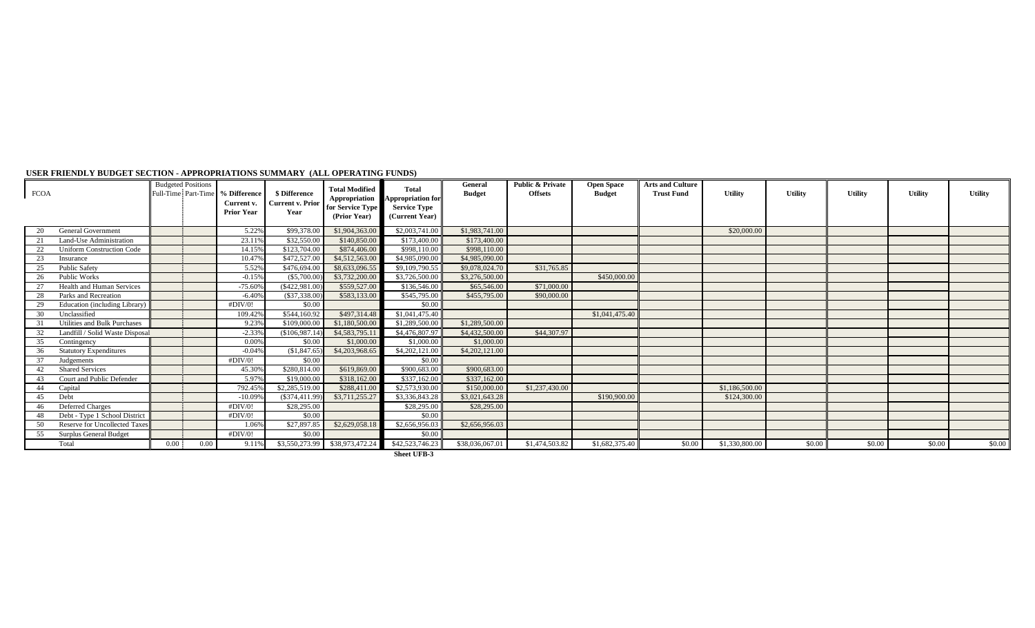## USER FRIENDLY BUDGET SECTION - APPROPRIATIONS SUMMARY (ALL OPERATING FUNDS)

| FCOA | | Budgeted Positions Full-Time | Budgeted Positions Part-Time | % Difference Current v. Prior Year | $ Difference Current v. Prior Year | Total Modified Appropriation for Service Type (Prior Year) | Total Appropriation for Service Type (Current Year) | General Budget | Public & Private Offsets | Open Space Budget | Arts and Culture Trust Fund | Utility | Utility | Utility | Utility | Utility |
|---|---|---|---|---|---|---|---|---|---|---|---|---|---|---|---|---|
| 20 | General Government | | | 5.22% | $99,378.00 | $1,904,363.00 | $2,003,741.00 | $1,983,741.00 | | | | $20,000.00 | | | | |
| 21 | Land-Use Administration | | | 23.11% | $32,550.00 | $140,850.00 | $173,400.00 | $173,400.00 | | | | | | | | |
| 22 | Uniform Construction Code | | | 14.15% | $123,704.00 | $874,406.00 | $998,110.00 | $998,110.00 | | | | | | | | |
| 23 | Insurance | | | 10.47% | $472,527.00 | $4,512,563.00 | $4,985,090.00 | $4,985,090.00 | | | | | | | | |
| 25 | Public Safety | | | 5.52% | $476,694.00 | $8,633,096.55 | $9,109,790.55 | $9,078,024.70 | $31,765.85 | | | | | | | |
| 26 | Public Works | | | -0.15% | ($5,700.00) | $3,732,200.00 | $3,726,500.00 | $3,276,500.00 | | $450,000.00 | | | | | | |
| 27 | Health and Human Services | | | -75.60% | ($422,981.00) | $559,527.00 | $136,546.00 | $65,546.00 | $71,000.00 | | | | | | | |
| 28 | Parks and Recreation | | | -6.40% | ($37,338.00) | $583,133.00 | $545,795.00 | $455,795.00 | $90,000.00 | | | | | | | |
| 29 | Education (including Library) | | | #DIV/0! | $0.00 | | $0.00 | | | | | | | | | |
| 30 | Unclassified | | | 109.42% | $544,160.92 | $497,314.48 | $1,041,475.40 | | | $1,041,475.40 | | | | | | |
| 31 | Utilities and Bulk Purchases | | | 9.23% | $109,000.00 | $1,180,500.00 | $1,289,500.00 | $1,289,500.00 | | | | | | | | |
| 32 | Landfill / Solid Waste Disposal | | | -2.33% | ($106,987.14) | $4,583,795.11 | $4,476,807.97 | $4,432,500.00 | $44,307.97 | | | | | | | |
| 35 | Contingency | | | 0.00% | $0.00 | $1,000.00 | $1,000.00 | $1,000.00 | | | | | | | | |
| 36 | Statutory Expenditures | | | -0.04% | ($1,847.65) | $4,203,968.65 | $4,202,121.00 | $4,202,121.00 | | | | | | | | |
| 37 | Judgements | | | #DIV/0! | $0.00 | | $0.00 | | | | | | | | | |
| 42 | Shared Services | | | 45.30% | $280,814.00 | $619,869.00 | $900,683.00 | $900,683.00 | | | | | | | | |
| 43 | Court and Public Defender | | | 5.97% | $19,000.00 | $318,162.00 | $337,162.00 | $337,162.00 | | | | | | | | |
| 44 | Capital | | | 792.45% | $2,285,519.00 | $288,411.00 | $2,573,930.00 | $150,000.00 | $1,237,430.00 | | | $1,186,500.00 | | | | |
| 45 | Debt | | | -10.09% | ($374,411.99) | $3,711,255.27 | $3,336,843.28 | $3,021,643.28 | | $190,900.00 | | $124,300.00 | | | | |
| 46 | Deferred Charges | | | #DIV/0! | $28,295.00 | | $28,295.00 | $28,295.00 | | | | | | | | |
| 48 | Debt - Type 1 School District | | | #DIV/0! | $0.00 | | $0.00 | | | | | | | | | |
| 50 | Reserve for Uncollected Taxes | | | 1.06% | $27,897.85 | $2,629,058.18 | $2,656,956.03 | $2,656,956.03 | | | | | | | | |
| 55 | Surplus General Budget | | | #DIV/0! | $0.00 | | $0.00 | | | | | | | | | |
| | Total | 0.00 | 0.00 | 9.11% | $3,550,273.99 | $38,973,472.24 | $42,523,746.23 | $38,036,067.01 | $1,474,503.82 | $1,682,375.40 | $0.00 | $1,330,800.00 | $0.00 | $0.00 | $0.00 | $0.00 |

Sheet UFB-3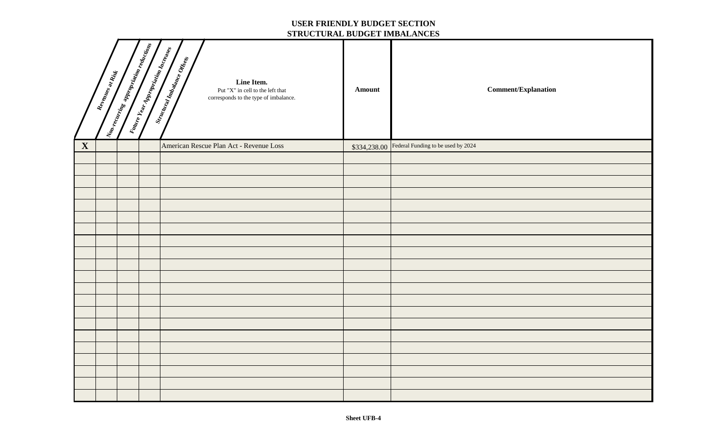# USER FRIENDLY BUDGET SECTION
## STRUCTURAL BUDGET IMBALANCES

| Revenues at Risk | Non-recurring appropriation reductions | Future Year Appropriation Increases | Structural Imbalance Offsets | **Line Item.** Put "X" in cell to the left that corresponds to the type of imbalance. | Amount | Comment/Explanation |
|---|---|---|---|---|---|---|
| X | | | | American Rescue Plan Act - Revenue Loss | $334,238.00 | Federal Funding to be used by 2024 |
| | | | | | | |
| | | | | | | |
| | | | | | | |
| | | | | | | |
| | | | | | | |
| | | | | | | |
| | | | | | | |
| | | | | | | |
| | | | | | | |
| | | | | | | |
| | | | | | | |
| | | | | | | |
| | | | | | | |
| | | | | | | |
| | | | | | | |
| | | | | | | |
| | | | | | | |
| | | | | | | |
| | | | | | | |
| | | | | | | |
| | | | | | | |

Sheet UFB-4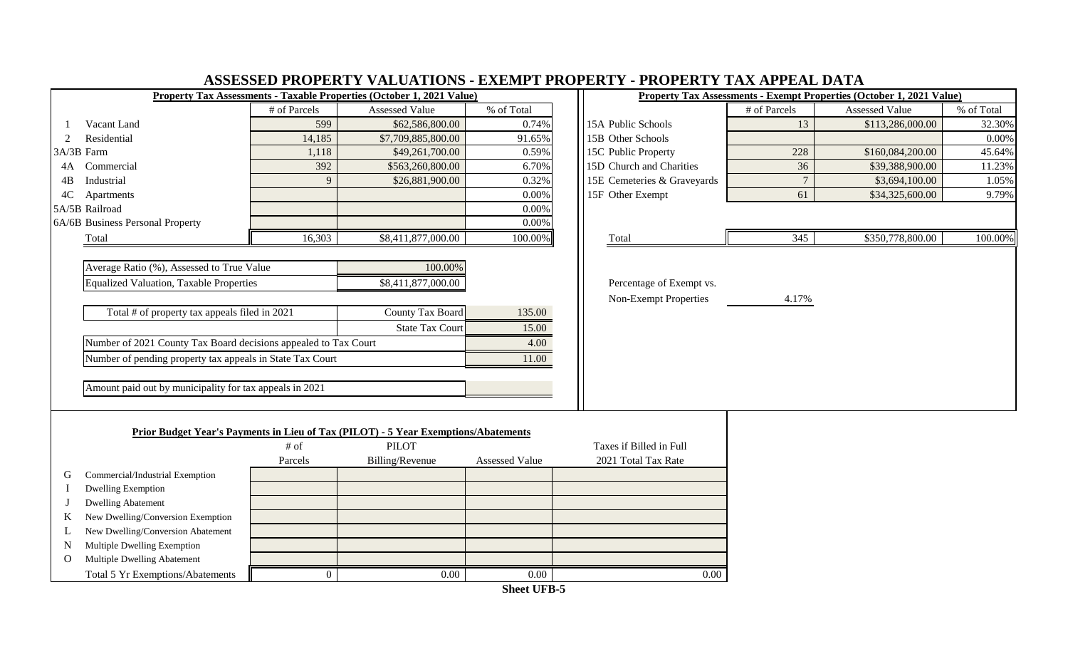# ASSESSED PROPERTY VALUATIONS - EXEMPT PROPERTY - PROPERTY TAX APPEAL DATA

**Property Tax Assessments - Taxable Properties (October 1, 2021 Value)**

| | | # of Parcels | Assessed Value | % of Total |
|---|---|---|---|---|
| 1 | Vacant Land | 599 | $62,586,800.00 | 0.74% |
| 2 | Residential | 14,185 | $7,709,885,800.00 | 91.65% |
| 3A/3B | Farm | 1,118 | $49,261,700.00 | 0.59% |
| 4A | Commercial | 392 | $563,260,800.00 | 6.70% |
| 4B | Industrial | 9 | $26,881,900.00 | 0.32% |
| 4C | Apartments | | | 0.00% |
| 5A/5B | Railroad | | | 0.00% |
| 6A/6B | Business Personal Property | | | 0.00% |
| | Total | 16,303 | $8,411,877,000.00 | 100.00% |

| | |
|---|---|
| Average Ratio (%), Assessed to True Value | 100.00% |
| Equalized Valuation, Taxable Properties | $8,411,877,000.00 |

| | | |
|---|---|---|
| Total # of property tax appeals filed in 2021 | County Tax Board | 135.00 |
| | State Tax Court | 15.00 |
| Number of 2021 County Tax Board decisions appealed to Tax Court | | 4.00 |
| Number of pending property tax appeals in State Tax Court | | 11.00 |

| | |
|---|---|
| Amount paid out by municipality for tax appeals in 2021 | |

**Property Tax Assessments - Exempt Properties (October 1, 2021 Value)**

| | # of Parcels | Assessed Value | % of Total |
|---|---|---|---|
| 15A Public Schools | 13 | $113,286,000.00 | 32.30% |
| 15B Other Schools | | | 0.00% |
| 15C Public Property | 228 | $160,084,200.00 | 45.64% |
| 15D Church and Charities | 36 | $39,388,900.00 | 11.23% |
| 15E Cemeteries & Graveyards | 7 | $3,694,100.00 | 1.05% |
| 15F Other Exempt | 61 | $34,325,600.00 | 9.79% |
| Total | 345 | $350,778,800.00 | 100.00% |

Percentage of Exempt vs. Non-Exempt Properties: 4.17%

**Prior Budget Year's Payments in Lieu of Tax (PILOT) - 5 Year Exemptions/Abatements**

| | | # of Parcels | PILOT Billing/Revenue | Assessed Value | Taxes if Billed in Full 2021 Total Tax Rate |
|---|---|---|---|---|---|
| G | Commercial/Industrial Exemption | | | | |
| I | Dwelling Exemption | | | | |
| J | Dwelling Abatement | | | | |
| K | New Dwelling/Conversion Exemption | | | | |
| L | New Dwelling/Conversion Abatement | | | | |
| N | Multiple Dwelling Exemption | | | | |
| O | Multiple Dwelling Abatement | | | | |
| | Total 5 Yr Exemptions/Abatements | 0 | 0.00 | 0.00 | 0.00 |

**Sheet UFB-5**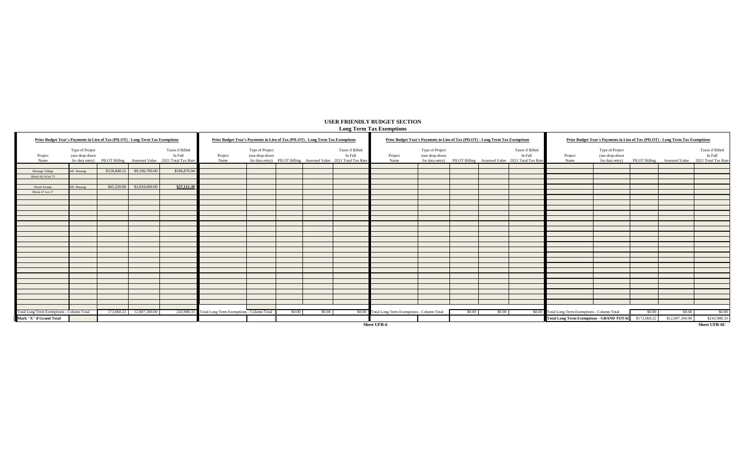# USER FRIENDLY BUDGET SECTION

## Long Term Tax Exemptions

| Prior Budget Year's Payments in Lieu of Tax (PILOT) - Long Term Tax Exemptions | | | | |
|---|---|---|---|---|
| Project Name | Type of Project (use drop-down for data entry) | PILOT Billing | Assessed Value | Taxes if Billed In Full 2021 Total Tax Rate |
| Heritage Village | Aff. Housing | $126,848.22 | $9,196,700.00 | $186,876.94 |
| Block 66.34 lot 73 | | | | |
| Wood Avenue | Aff. Housing | $45,220.00 | $2,810,600.00 | $57,111.39 |
| Block 47 Lot 17 | | | | |
| Total Long Term Exemptions - Column Total | | 172,068.22 | 12,007,300.00 | 243,988.33 |
| Mark "X" if Grand Total | | | | |

| Prior Budget Year's Payments in Lieu of Tax (PILOT) - Long Term Tax Exemptions | | | | |
|---|---|---|---|---|
| Project Name | Type of Project (use drop-down for data entry) | PILOT Billing | Assessed Value | Taxes if Billed In Full 2021 Total Tax Rate |
| Total Long Term Exemptions - Column Total | | $0.00 | $0.00 | $0.00 |

| Prior Budget Year's Payments in Lieu of Tax (PILOT) - Long Term Tax Exemptions | | | | |
|---|---|---|---|---|
| Project Name | Type of Project (use drop-down for data entry) | PILOT Billing | Assessed Value | Taxes if Billed In Full 2021 Total Tax Rate |
| Total Long Term Exemptions - Column Total | | $0.00 | $0.00 | $0.00 |

Sheet UFB-6

| Prior Budget Year's Payments in Lieu of Tax (PILOT) - Long Term Tax Exemptions | | | | |
|---|---|---|---|---|
| Project Name | Type of Project (use drop-down for data entry) | PILOT Billing | Assessed Value | Taxes if Billed In Full 2021 Total Tax Rate |
| Total Long Term Exemptions - Column Total | | $0.00 | $0.00 | $0.00 |
| **Total Long Term Exemptions - GRAND TOTAL** | | $172,068.22 | $12,007,300.00 | $243,988.33 |

Sheet UFB-6C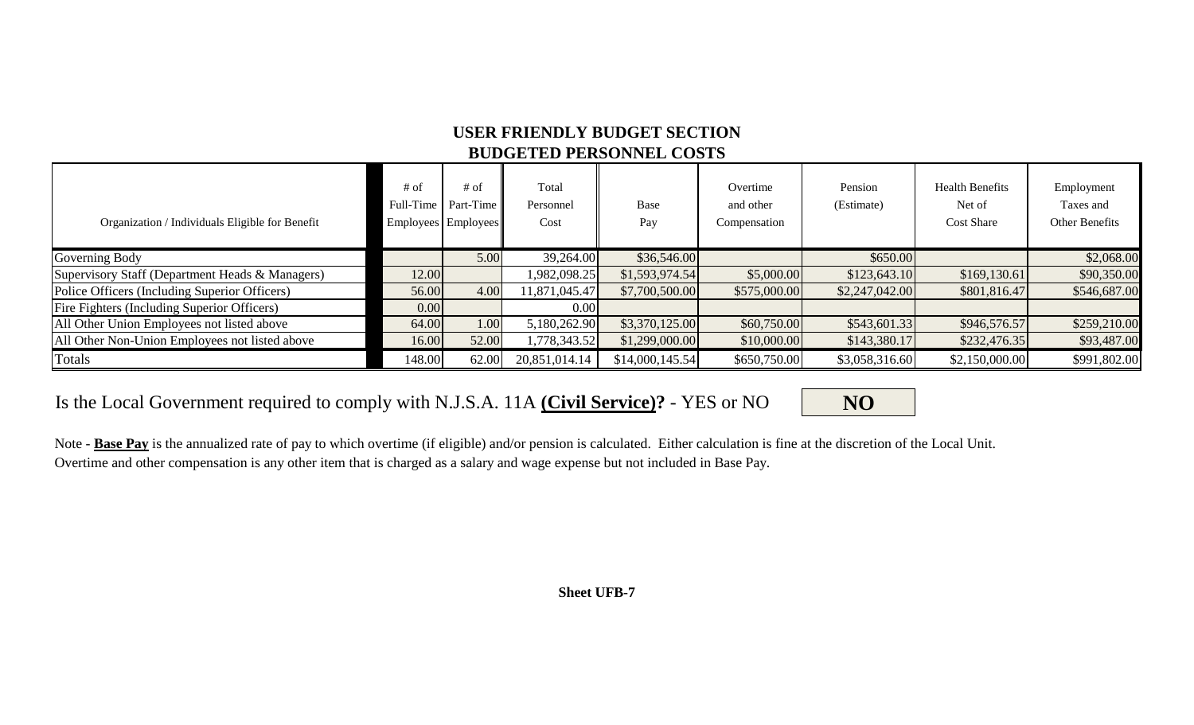## USER FRIENDLY BUDGET SECTION
## BUDGETED PERSONNEL COSTS

| Organization / Individuals Eligible for Benefit | # of Full-Time Employees | # of Part-Time Employees | Total Personnel Cost | Base Pay | Overtime and other Compensation | Pension (Estimate) | Health Benefits Net of Cost Share | Employment Taxes and Other Benefits |
|---|---|---|---|---|---|---|---|---|
| Governing Body | | 5.00 | 39,264.00 | $36,546.00 | | $650.00 | | $2,068.00 |
| Supervisory Staff (Department Heads & Managers) | 12.00 | | 1,982,098.25 | $1,593,974.54 | $5,000.00 | $123,643.10 | $169,130.61 | $90,350.00 |
| Police Officers (Including Superior Officers) | 56.00 | 4.00 | 11,871,045.47 | $7,700,500.00 | $575,000.00 | $2,247,042.00 | $801,816.47 | $546,687.00 |
| Fire Fighters (Including Superior Officers) | 0.00 | | 0.00 | | | | | |
| All Other Union Employees not listed above | 64.00 | 1.00 | 5,180,262.90 | $3,370,125.00 | $60,750.00 | $543,601.33 | $946,576.57 | $259,210.00 |
| All Other Non-Union Employees not listed above | 16.00 | 52.00 | 1,778,343.52 | $1,299,000.00 | $10,000.00 | $143,380.17 | $232,476.35 | $93,487.00 |
| Totals | 148.00 | 62.00 | 20,851,014.14 | $14,000,145.54 | $650,750.00 | $3,058,316.60 | $2,150,000.00 | $991,802.00 |

Is the Local Government required to comply with N.J.S.A. 11A **(Civil Service)?** - YES or NO **NO**

Note - **Base Pay** is the annualized rate of pay to which overtime (if eligible) and/or pension is calculated. Either calculation is fine at the discretion of the Local Unit.
Overtime and other compensation is any other item that is charged as a salary and wage expense but not included in Base Pay.

**Sheet UFB-7**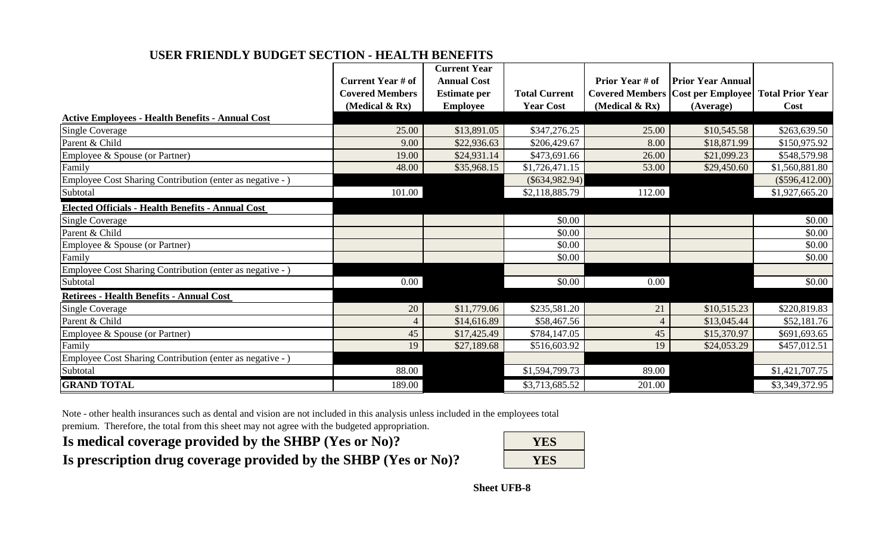## USER FRIENDLY BUDGET SECTION - HEALTH BENEFITS

| | Current Year # of Covered Members (Medical & Rx) | Current Year Annual Cost Estimate per Employee | Total Current Year Cost | Prior Year # of Covered Members (Medical & Rx) | Prior Year Annual Cost per Employee (Average) | Total Prior Year Cost |
|---|---|---|---|---|---|---|
| **Active Employees - Health Benefits - Annual Cost** | | | | | | |
| Single Coverage | 25.00 | $13,891.05 | $347,276.25 | 25.00 | $10,545.58 | $263,639.50 |
| Parent & Child | 9.00 | $22,936.63 | $206,429.67 | 8.00 | $18,871.99 | $150,975.92 |
| Employee & Spouse (or Partner) | 19.00 | $24,931.14 | $473,691.66 | 26.00 | $21,099.23 | $548,579.98 |
| Family | 48.00 | $35,968.15 | $1,726,471.15 | 53.00 | $29,450.60 | $1,560,881.80 |
| Employee Cost Sharing Contribution (enter as negative - ) | | | ($634,982.94) | | | ($596,412.00) |
| Subtotal | 101.00 | | $2,118,885.79 | 112.00 | | $1,927,665.20 |
| **Elected Officials - Health Benefits - Annual Cost** | | | | | | |
| Single Coverage | | | $0.00 | | | $0.00 |
| Parent & Child | | | $0.00 | | | $0.00 |
| Employee & Spouse (or Partner) | | | $0.00 | | | $0.00 |
| Family | | | $0.00 | | | $0.00 |
| Employee Cost Sharing Contribution (enter as negative - ) | | | | | | |
| Subtotal | 0.00 | | $0.00 | 0.00 | | $0.00 |
| **Retirees - Health Benefits - Annual Cost** | | | | | | |
| Single Coverage | 20 | $11,779.06 | $235,581.20 | 21 | $10,515.23 | $220,819.83 |
| Parent & Child | 4 | $14,616.89 | $58,467.56 | 4 | $13,045.44 | $52,181.76 |
| Employee & Spouse (or Partner) | 45 | $17,425.49 | $784,147.05 | 45 | $15,370.97 | $691,693.65 |
| Family | 19 | $27,189.68 | $516,603.92 | 19 | $24,053.29 | $457,012.51 |
| Employee Cost Sharing Contribution (enter as negative - ) | | | | | | |
| Subtotal | 88.00 | | $1,594,799.73 | 89.00 | | $1,421,707.75 |
| **GRAND TOTAL** | 189.00 | | $3,713,685.52 | 201.00 | | $3,349,372.95 |

Note - other health insurances such as dental and vision are not included in this analysis unless included in the employees total premium. Therefore, the total from this sheet may not agree with the budgeted appropriation.

**Is medical coverage provided by the SHBP (Yes or No)?** **YES**

**Is prescription drug coverage provided by the SHBP (Yes or No)?** **YES**

**Sheet UFB-8**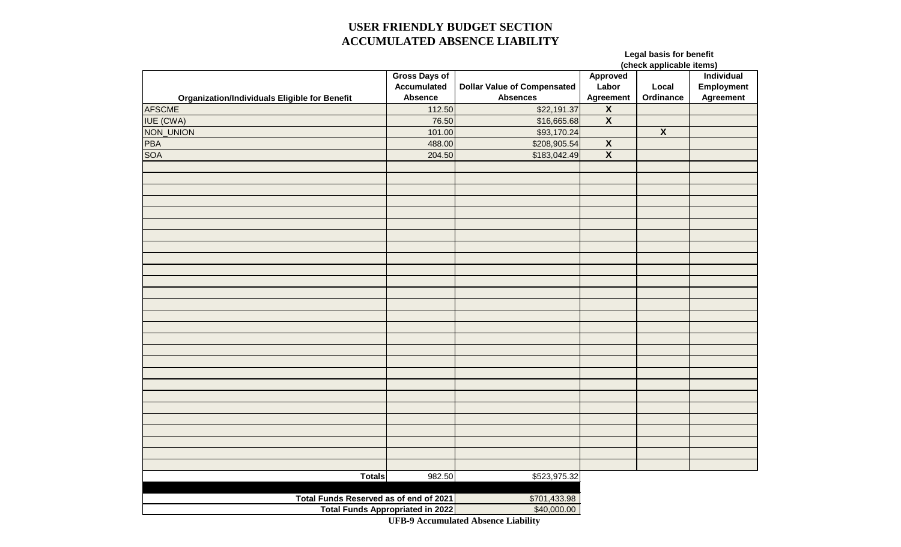# USER FRIENDLY BUDGET SECTION
## ACCUMULATED ABSENCE LIABILITY

| Organization/Individuals Eligible for Benefit | Gross Days of Accumulated Absence | Dollar Value of Compensated Absences | Legal basis for benefit (check applicable items) Approved Labor Agreement | Local Ordinance | Individual Employment Agreement |
|---|---|---|---|---|---|
| AFSCME | 112.50 | $22,191.37 | X | | |
| IUE (CWA) | 76.50 | $16,665.68 | X | | |
| NON_UNION | 101.00 | $93,170.24 | | X | |
| PBA | 488.00 | $208,905.54 | X | | |
| SOA | 204.50 | $183,042.49 | X | | |
| **Totals** | 982.50 | $523,975.32 | | | |

| | |
|---|---|
| **Total Funds Reserved as of end of 2021** | $701,433.98 |
| **Total Funds Appropriated in 2022** | $40,000.00 |

**UFB-9 Accumulated Absence Liability**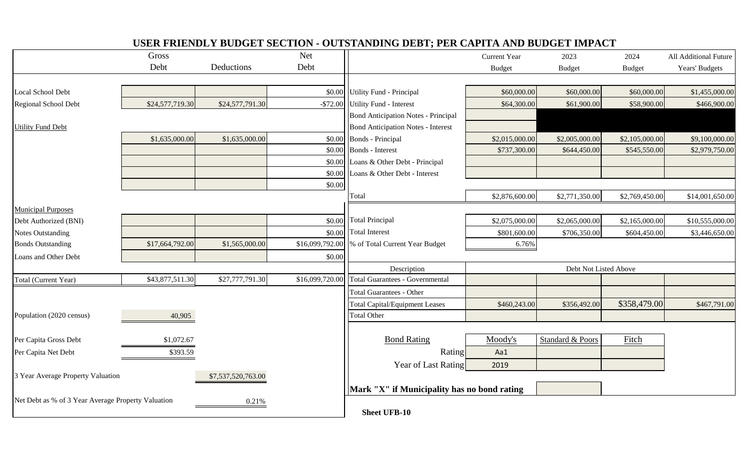# USER FRIENDLY BUDGET SECTION - OUTSTANDING DEBT; PER CAPITA AND BUDGET IMPACT

| | Gross Debt | Deductions | Net Debt |
|---|---|---|---|
| Local School Debt | | | $0.00 |
| Regional School Debt | $24,577,719.30 | $24,577,791.30 | -$72.00 |
| Utility Fund Debt | | | |
| | $1,635,000.00 | $1,635,000.00 | $0.00 |
| | | | $0.00 |
| | | | $0.00 |
| | | | $0.00 |
| | | | $0.00 |
| Municipal Purposes | | | |
| Debt Authorized (BNI) | | | $0.00 |
| Notes Outstanding | | | $0.00 |
| Bonds Outstanding | $17,664,792.00 | $1,565,000.00 | $16,099,792.00 |
| Loans and Other Debt | | | $0.00 |
| Total (Current Year) | $43,877,511.30 | $27,777,791.30 | $16,099,720.00 |

| | |
|---|---|
| Population (2020 census) | 40,905 |
| Per Capita Gross Debt | $1,072.67 |
| Per Capita Net Debt | $393.59 |
| 3 Year Average Property Valuation | $7,537,520,763.00 |
| Net Debt as % of 3 Year Average Property Valuation | 0.21% |

| | Current Year Budget | 2023 Budget | 2024 Budget | All Additional Future Years' Budgets |
|---|---|---|---|---|
| Utility Fund - Principal | $60,000.00 | $60,000.00 | $60,000.00 | $1,455,000.00 |
| Utility Fund - Interest | $64,300.00 | $61,900.00 | $58,900.00 | $466,900.00 |
| Bond Anticipation Notes - Principal | | | | |
| Bond Anticipation Notes - Interest | | | | |
| Bonds - Principal | $2,015,000.00 | $2,005,000.00 | $2,105,000.00 | $9,100,000.00 |
| Bonds - Interest | $737,300.00 | $644,450.00 | $545,550.00 | $2,979,750.00 |
| Loans & Other Debt - Principal | | | | |
| Loans & Other Debt - Interest | | | | |
| Total | $2,876,600.00 | $2,771,350.00 | $2,769,450.00 | $14,001,650.00 |
| Total Principal | $2,075,000.00 | $2,065,000.00 | $2,165,000.00 | $10,555,000.00 |
| Total Interest | $801,600.00 | $706,350.00 | $604,450.00 | $3,446,650.00 |
| % of Total Current Year Budget | 6.76% | | | |

| Description | Debt Not Listed Above | | | |
|---|---|---|---|---|
| Total Guarantees - Governmental | | | | |
| Total Guarantees - Other | | | | |
| Total Capital/Equipment Leases | $460,243.00 | $356,492.00 | $358,479.00 | $467,791.00 |
| Total Other | | | | |

| Bond Rating | Moody's | Standard & Poors | Fitch |
|---|---|---|---|
| Rating | Aa1 | | |
| Year of Last Rating | 2019 | | |

**Mark "X" if Municipality has no bond rating**

**Sheet UFB-10**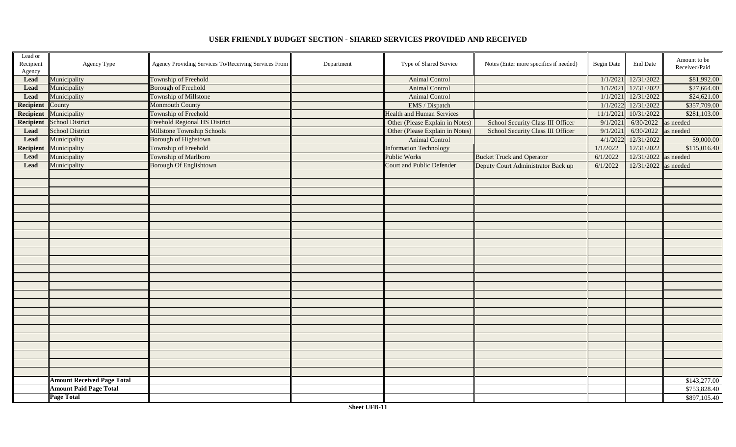## USER FRIENDLY BUDGET SECTION - SHARED SERVICES PROVIDED AND RECEIVED

| Lead or Recipient Agency | Agency Type | Agency Providing Services To/Receiving Services From | Department | Type of Shared Service | Notes (Enter more specifics if needed) | Begin Date | End Date | Amount to be Received/Paid |
|---|---|---|---|---|---|---|---|---|
| **Lead** | Municipality | Township of Freehold | | Animal Control | | 1/1/2021 | 12/31/2022 | $81,992.00 |
| **Lead** | Municipality | Borough of Freehold | | Animal Control | | 1/1/2021 | 12/31/2022 | $27,664.00 |
| **Lead** | Municipality | Township of Millstone | | Animal Control | | 1/1/2021 | 12/31/2022 | $24,621.00 |
| **Recipient** | County | Monmouth County | | EMS / Dispatch | | 1/1/2022 | 12/31/2022 | $357,709.00 |
| **Recipient** | Municipality | Township of Freehold | | Health and Human Services | | 11/1/2021 | 10/31/2022 | $281,103.00 |
| **Recipient** | School District | Freehold Regional HS District | | Other (Please Explain in Notes) | School Security Class III Officer | 9/1/2021 | 6/30/2022 | as needed |
| **Lead** | School District | Millstone Township Schools | | Other (Please Explain in Notes) | School Security Class III Officer | 9/1/2021 | 6/30/2022 | as needed |
| **Lead** | Municipality | Borough of Highstown | | Animal Control | | 4/1/2022 | 12/31/2022 | $9,000.00 |
| **Recipient** | Municipality | Township of Freehold | | Information Technology | | 1/1/2022 | 12/31/2022 | $115,016.40 |
| **Lead** | Municipality | Township of Marlboro | | Public Works | Bucket Truck and Operator | 6/1/2022 | 12/31/2022 | as needed |
| **Lead** | Municipality | Borough Of Englishtown | | Court and Public Defender | Deputy Court Administrator Back up | 6/1/2022 | 12/31/2022 | as needed |
| | **Amount Received Page Total** | | | | | | | $143,277.00 |
| | **Amount Paid Page Total** | | | | | | | $753,828.40 |
| | **Page Total** | | | | | | | $897,105.40 |

**Sheet UFB-11**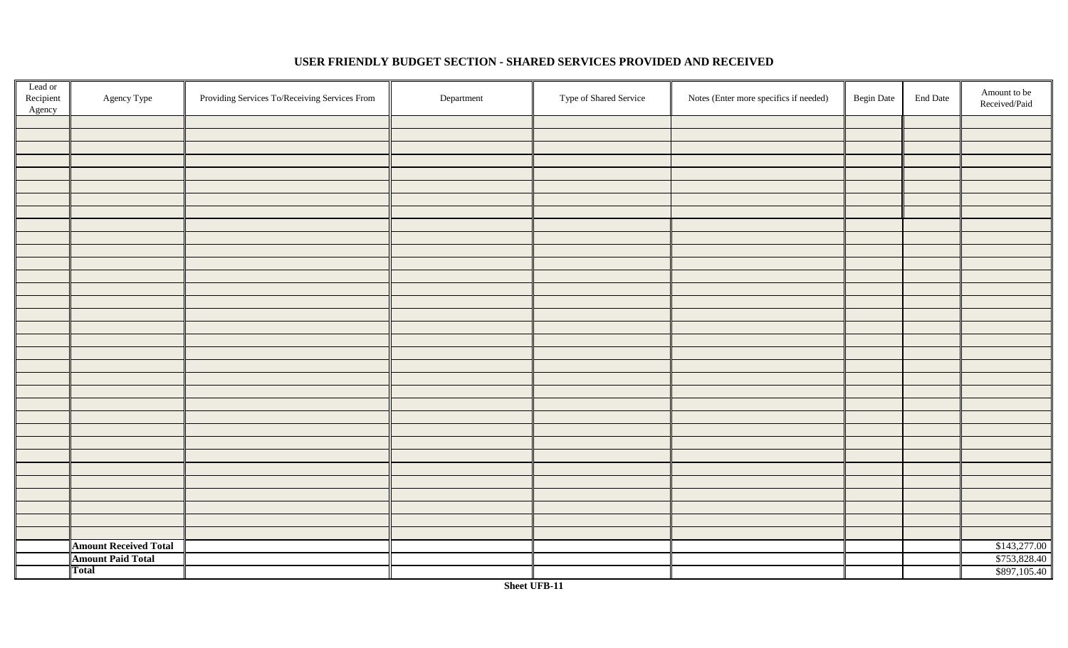## USER FRIENDLY BUDGET SECTION - SHARED SERVICES PROVIDED AND RECEIVED

| Lead or Recipient Agency | Agency Type | Providing Services To/Receiving Services From | Department | Type of Shared Service | Notes (Enter more specifics if needed) | Begin Date | End Date | Amount to be Received/Paid |
|---|---|---|---|---|---|---|---|---|
| | **Amount Received Total** | | | | | | | $143,277.00 |
| | **Amount Paid Total** | | | | | | | $753,828.40 |
| | **Total** | | | | | | | $897,105.40 |

**Sheet UFB-11**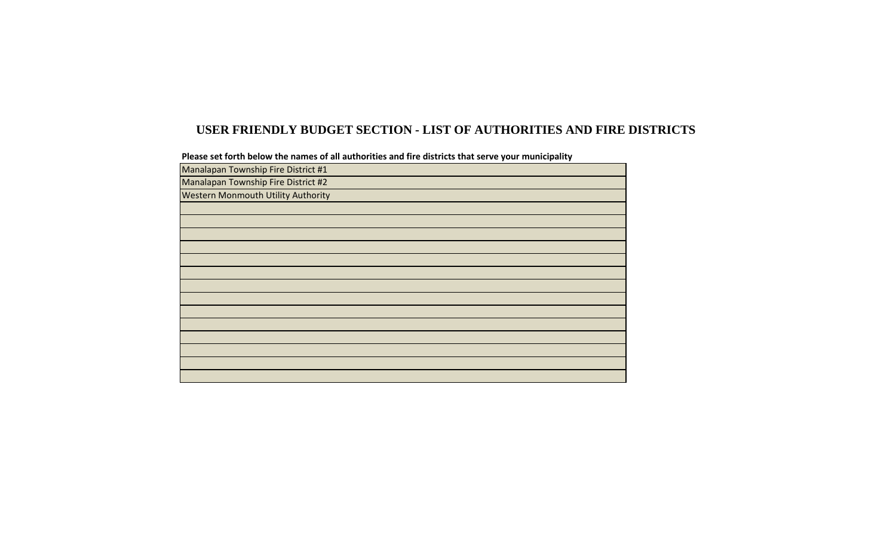# USER FRIENDLY BUDGET SECTION - LIST OF AUTHORITIES AND FIRE DISTRICTS

**Please set forth below the names of all authorities and fire districts that serve your municipality**

| |
|---|
| Manalapan Township Fire District #1 |
| Manalapan Township Fire District #2 |
| Western Monmouth Utility Authority |
| |
| |
| |
| |
| |
| |
| |
| |
| |
| |
| |
| |
| |
| |